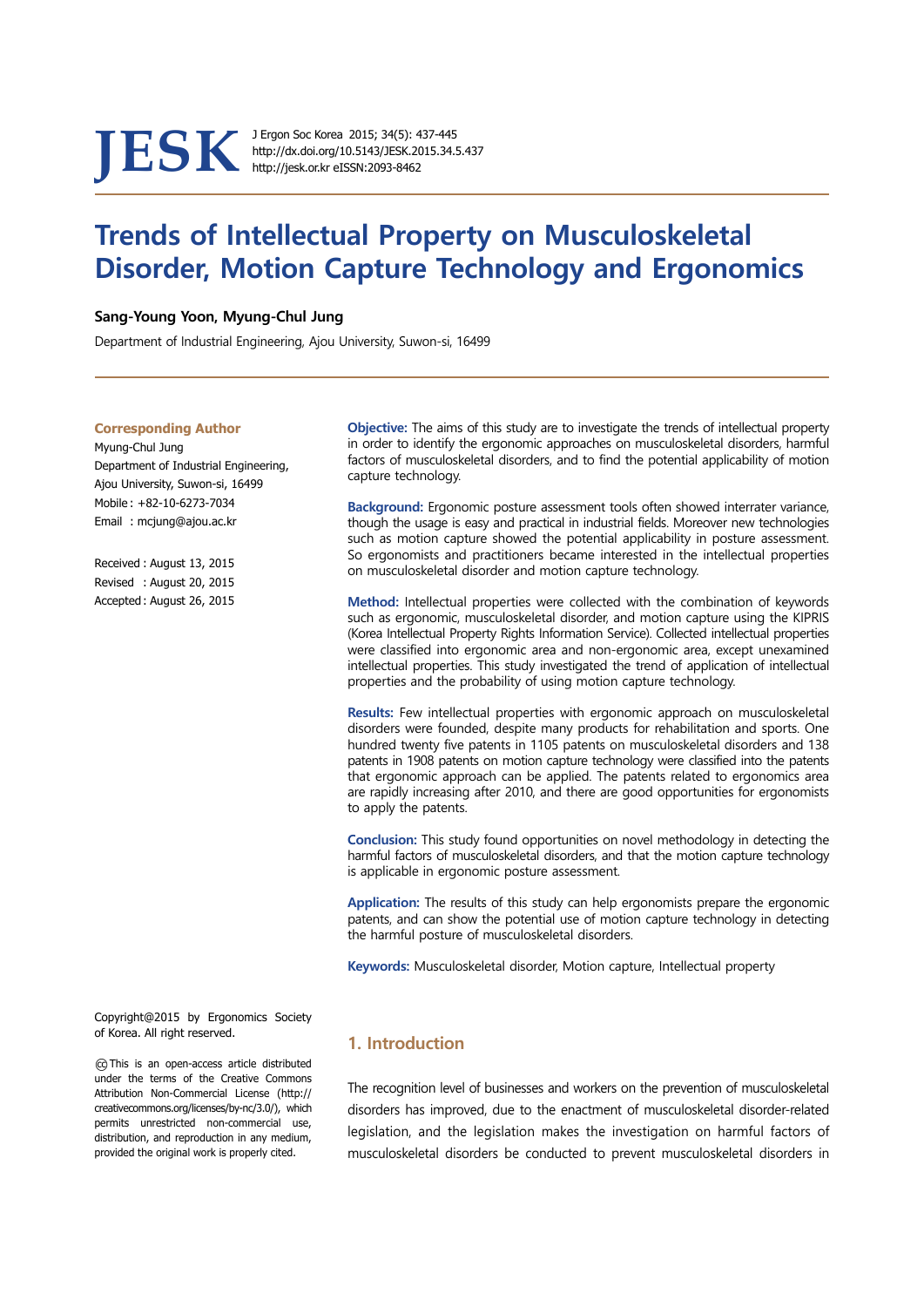JESK

J Ergon Soc Korea 2015; 34(5): 437-445
http://dx.doi.org/10.5143/JESK.2015.34.5.437
http://jesk.or.kr eISSN:2093-8462

# Trends of Intellectual Property on Musculoskeletal Disorder, Motion Capture Technology and Ergonomics

**Sang-Young Yoon, Myung-Chul Jung**

Department of Industrial Engineering, Ajou University, Suwon-si, 16499

**Corresponding Author**
Myung-Chul Jung
Department of Industrial Engineering, Ajou University, Suwon-si, 16499
Mobile : +82-10-6273-7034
Email : mcjung@ajou.ac.kr

Received : August 13, 2015
Revised : August 20, 2015
Accepted : August 26, 2015

**Objective:** The aims of this study are to investigate the trends of intellectual property in order to identify the ergonomic approaches on musculoskeletal disorders, harmful factors of musculoskeletal disorders, and to find the potential applicability of motion capture technology.

**Background:** Ergonomic posture assessment tools often showed interrater variance, though the usage is easy and practical in industrial fields. Moreover new technologies such as motion capture showed the potential applicability in posture assessment. So ergonomists and practitioners became interested in the intellectual properties on musculoskeletal disorder and motion capture technology.

**Method:** Intellectual properties were collected with the combination of keywords such as ergonomic, musculoskeletal disorder, and motion capture using the KIPRIS (Korea Intellectual Property Rights Information Service). Collected intellectual properties were classified into ergonomic area and non-ergonomic area, except unexamined intellectual properties. This study investigated the trend of application of intellectual properties and the probability of using motion capture technology.

**Results:** Few intellectual properties with ergonomic approach on musculoskeletal disorders were founded, despite many products for rehabilitation and sports. One hundred twenty five patents in 1105 patents on musculoskeletal disorders and 138 patents in 1908 patents on motion capture technology were classified into the patents that ergonomic approach can be applied. The patents related to ergonomics area are rapidly increasing after 2010, and there are good opportunities for ergonomists to apply the patents.

**Conclusion:** This study found opportunities on novel methodology in detecting the harmful factors of musculoskeletal disorders, and that the motion capture technology is applicable in ergonomic posture assessment.

**Application:** The results of this study can help ergonomists prepare the ergonomic patents, and can show the potential use of motion capture technology in detecting the harmful posture of musculoskeletal disorders.

**Keywords:** Musculoskeletal disorder, Motion capture, Intellectual property

Copyright@2015 by Ergonomics Society of Korea. All right reserved.

ⓒ This is an open-access article distributed under the terms of the Creative Commons Attribution Non-Commercial License (http://creativecommons.org/licenses/by-nc/3.0/), which permits unrestricted non-commercial use, distribution, and reproduction in any medium, provided the original work is properly cited.

## 1. Introduction

The recognition level of businesses and workers on the prevention of musculoskeletal disorders has improved, due to the enactment of musculoskeletal disorder-related legislation, and the legislation makes the investigation on harmful factors of musculoskeletal disorders be conducted to prevent musculoskeletal disorders in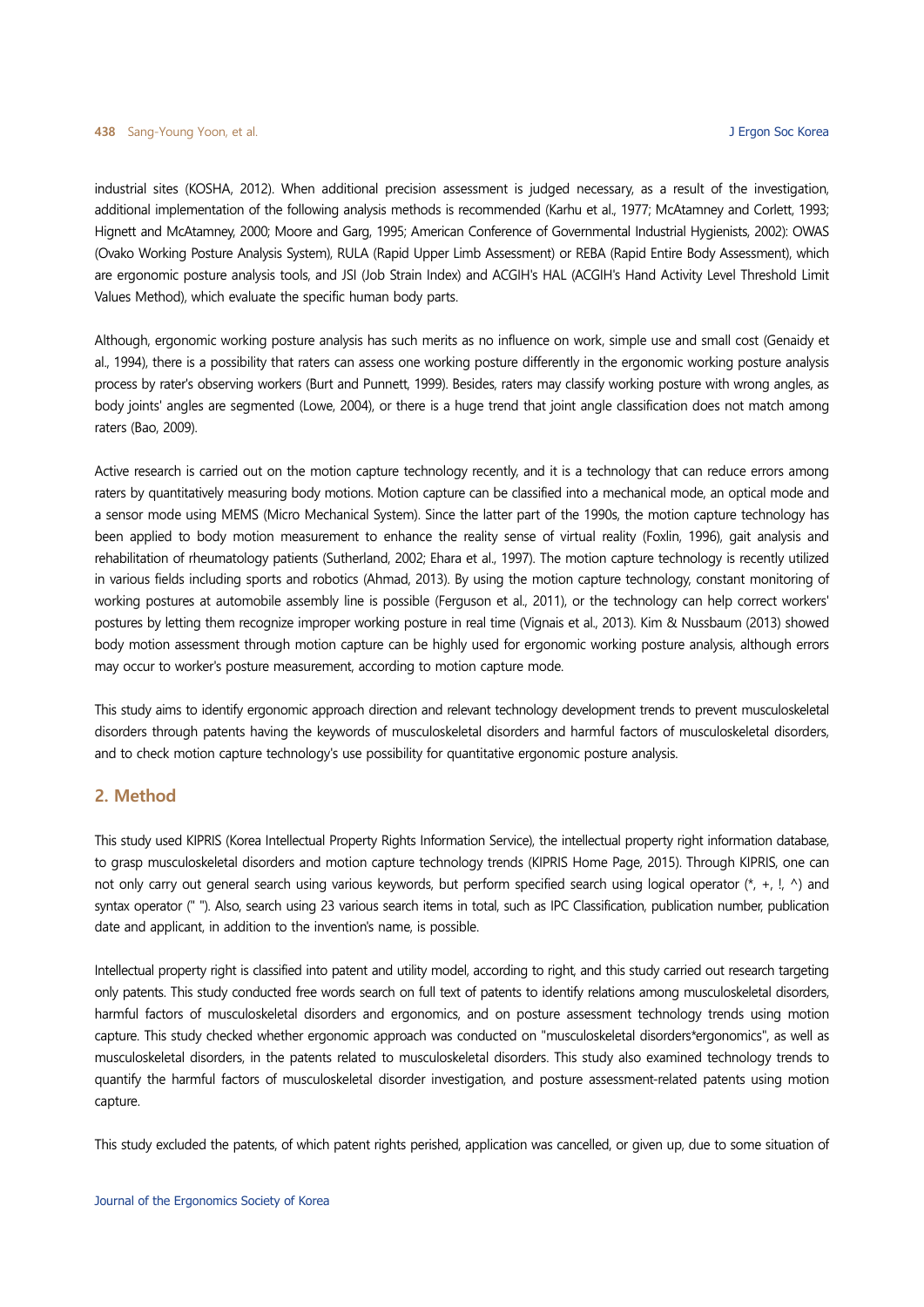industrial sites (KOSHA, 2012). When additional precision assessment is judged necessary, as a result of the investigation, additional implementation of the following analysis methods is recommended (Karhu et al., 1977; McAtamney and Corlett, 1993; Hignett and McAtamney, 2000; Moore and Garg, 1995; American Conference of Governmental Industrial Hygienists, 2002): OWAS (Ovako Working Posture Analysis System), RULA (Rapid Upper Limb Assessment) or REBA (Rapid Entire Body Assessment), which are ergonomic posture analysis tools, and JSI (Job Strain Index) and ACGIH's HAL (ACGIH's Hand Activity Level Threshold Limit Values Method), which evaluate the specific human body parts.

Although, ergonomic working posture analysis has such merits as no influence on work, simple use and small cost (Genaidy et al., 1994), there is a possibility that raters can assess one working posture differently in the ergonomic working posture analysis process by rater's observing workers (Burt and Punnett, 1999). Besides, raters may classify working posture with wrong angles, as body joints' angles are segmented (Lowe, 2004), or there is a huge trend that joint angle classification does not match among raters (Bao, 2009).

Active research is carried out on the motion capture technology recently, and it is a technology that can reduce errors among raters by quantitatively measuring body motions. Motion capture can be classified into a mechanical mode, an optical mode and a sensor mode using MEMS (Micro Mechanical System). Since the latter part of the 1990s, the motion capture technology has been applied to body motion measurement to enhance the reality sense of virtual reality (Foxlin, 1996), gait analysis and rehabilitation of rheumatology patients (Sutherland, 2002; Ehara et al., 1997). The motion capture technology is recently utilized in various fields including sports and robotics (Ahmad, 2013). By using the motion capture technology, constant monitoring of working postures at automobile assembly line is possible (Ferguson et al., 2011), or the technology can help correct workers' postures by letting them recognize improper working posture in real time (Vignais et al., 2013). Kim & Nussbaum (2013) showed body motion assessment through motion capture can be highly used for ergonomic working posture analysis, although errors may occur to worker's posture measurement, according to motion capture mode.

This study aims to identify ergonomic approach direction and relevant technology development trends to prevent musculoskeletal disorders through patents having the keywords of musculoskeletal disorders and harmful factors of musculoskeletal disorders, and to check motion capture technology's use possibility for quantitative ergonomic posture analysis.

## 2. Method

This study used KIPRIS (Korea Intellectual Property Rights Information Service), the intellectual property right information database, to grasp musculoskeletal disorders and motion capture technology trends (KIPRIS Home Page, 2015). Through KIPRIS, one can not only carry out general search using various keywords, but perform specified search using logical operator (*, +, !, ^) and syntax operator (" "). Also, search using 23 various search items in total, such as IPC Classification, publication number, publication date and applicant, in addition to the invention's name, is possible.

Intellectual property right is classified into patent and utility model, according to right, and this study carried out research targeting only patents. This study conducted free words search on full text of patents to identify relations among musculoskeletal disorders, harmful factors of musculoskeletal disorders and ergonomics, and on posture assessment technology trends using motion capture. This study checked whether ergonomic approach was conducted on "musculoskeletal disorders*ergonomics", as well as musculoskeletal disorders, in the patents related to musculoskeletal disorders. This study also examined technology trends to quantify the harmful factors of musculoskeletal disorder investigation, and posture assessment-related patents using motion capture.

This study excluded the patents, of which patent rights perished, application was cancelled, or given up, due to some situation of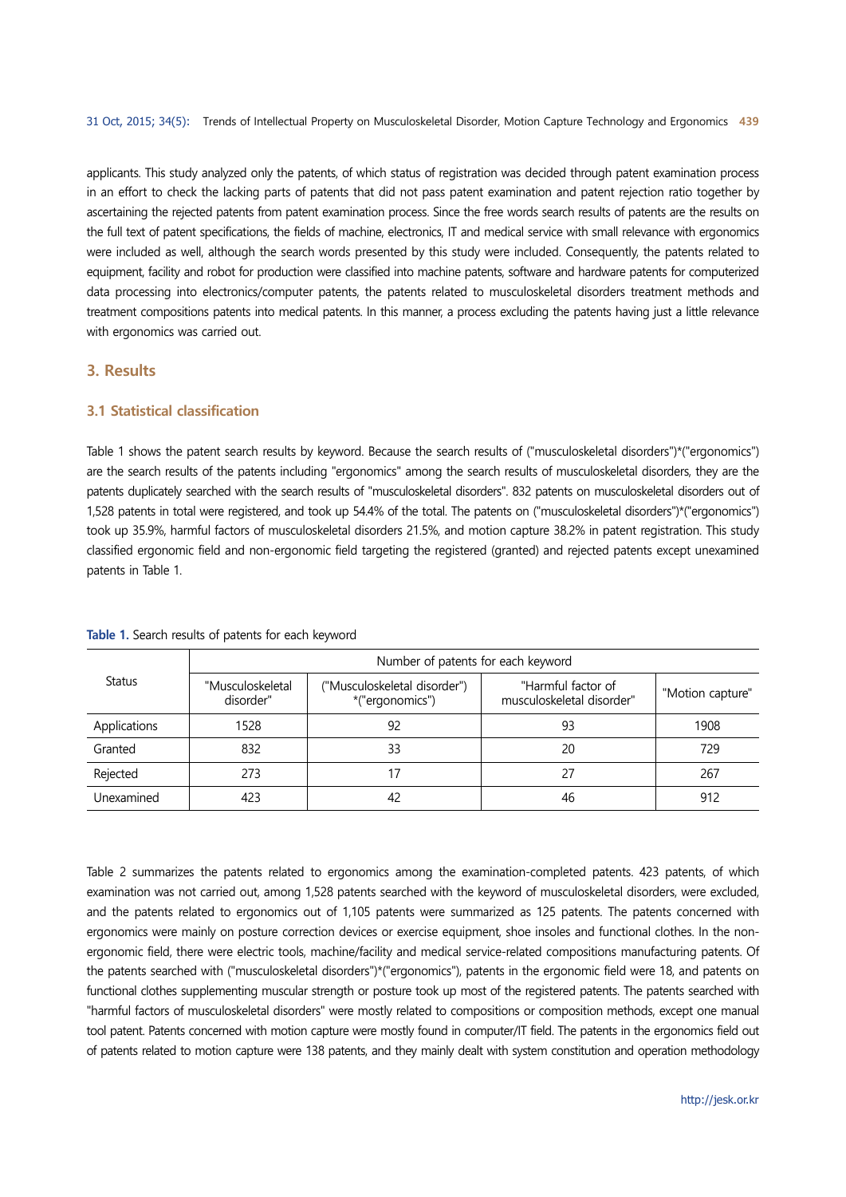applicants. This study analyzed only the patents, of which status of registration was decided through patent examination process in an effort to check the lacking parts of patents that did not pass patent examination and patent rejection ratio together by ascertaining the rejected patents from patent examination process. Since the free words search results of patents are the results on the full text of patent specifications, the fields of machine, electronics, IT and medical service with small relevance with ergonomics were included as well, although the search words presented by this study were included. Consequently, the patents related to equipment, facility and robot for production were classified into machine patents, software and hardware patents for computerized data processing into electronics/computer patents, the patents related to musculoskeletal disorders treatment methods and treatment compositions patents into medical patents. In this manner, a process excluding the patents having just a little relevance with ergonomics was carried out.

## 3. Results

### 3.1 Statistical classification

Table 1 shows the patent search results by keyword. Because the search results of ("musculoskeletal disorders")*("ergonomics") are the search results of the patents including "ergonomics" among the search results of musculoskeletal disorders, they are the patents duplicately searched with the search results of "musculoskeletal disorders". 832 patents on musculoskeletal disorders out of 1,528 patents in total were registered, and took up 54.4% of the total. The patents on ("musculoskeletal disorders")*("ergonomics") took up 35.9%, harmful factors of musculoskeletal disorders 21.5%, and motion capture 38.2% in patent registration. This study classified ergonomic field and non-ergonomic field targeting the registered (granted) and rejected patents except unexamined patents in Table 1.

**Table 1.** Search results of patents for each keyword

| Status | Number of patents for each keyword | | | |
|---|---|---|---|---|
| | "Musculoskeletal disorder" | ("Musculoskeletal disorder")*("ergonomics") | "Harmful factor of musculoskeletal disorder" | "Motion capture" |
| Applications | 1528 | 92 | 93 | 1908 |
| Granted | 832 | 33 | 20 | 729 |
| Rejected | 273 | 17 | 27 | 267 |
| Unexamined | 423 | 42 | 46 | 912 |

Table 2 summarizes the patents related to ergonomics among the examination-completed patents. 423 patents, of which examination was not carried out, among 1,528 patents searched with the keyword of musculoskeletal disorders, were excluded, and the patents related to ergonomics out of 1,105 patents were summarized as 125 patents. The patents concerned with ergonomics were mainly on posture correction devices or exercise equipment, shoe insoles and functional clothes. In the non-ergonomic field, there were electric tools, machine/facility and medical service-related compositions manufacturing patents. Of the patents searched with ("musculoskeletal disorders")*("ergonomics"), patents in the ergonomic field were 18, and patents on functional clothes supplementing muscular strength or posture took up most of the registered patents. The patents searched with "harmful factors of musculoskeletal disorders" were mostly related to compositions or composition methods, except one manual tool patent. Patents concerned with motion capture were mostly found in computer/IT field. The patents in the ergonomics field out of patents related to motion capture were 138 patents, and they mainly dealt with system constitution and operation methodology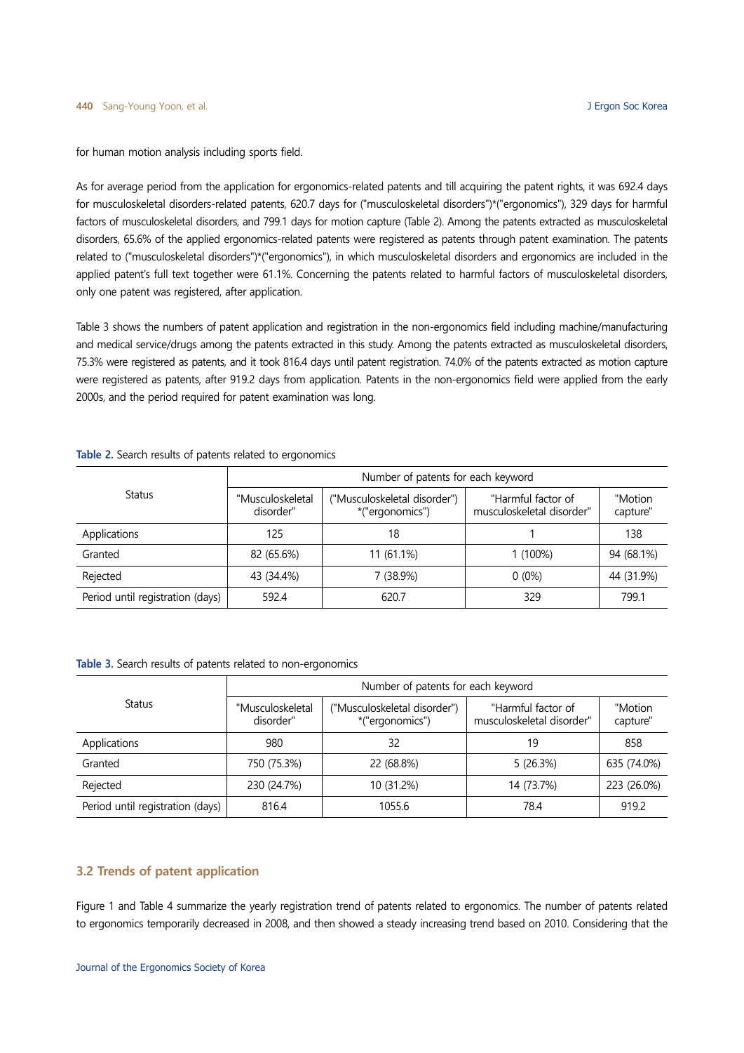for human motion analysis including sports field.

As for average period from the application for ergonomics-related patents and till acquiring the patent rights, it was 692.4 days for musculoskeletal disorders-related patents, 620.7 days for ("musculoskeletal disorders")*("ergonomics"), 329 days for harmful factors of musculoskeletal disorders, and 799.1 days for motion capture (Table 2). Among the patents extracted as musculoskeletal disorders, 65.6% of the applied ergonomics-related patents were registered as patents through patent examination. The patents related to ("musculoskeletal disorders")*("ergonomics"), in which musculoskeletal disorders and ergonomics are included in the applied patent's full text together were 61.1%. Concerning the patents related to harmful factors of musculoskeletal disorders, only one patent was registered, after application.

Table 3 shows the numbers of patent application and registration in the non-ergonomics field including machine/manufacturing and medical service/drugs among the patents extracted in this study. Among the patents extracted as musculoskeletal disorders, 75.3% were registered as patents, and it took 816.4 days until patent registration. 74.0% of the patents extracted as motion capture were registered as patents, after 919.2 days from application. Patents in the non-ergonomics field were applied from the early 2000s, and the period required for patent examination was long.

**Table 2.** Search results of patents related to ergonomics

| Status | Number of patents for each keyword | | | |
|---|---|---|---|---|
| | "Musculoskeletal disorder" | ("Musculoskeletal disorder") *("ergonomics") | "Harmful factor of musculoskeletal disorder" | "Motion capture" |
| Applications | 125 | 18 | 1 | 138 |
| Granted | 82 (65.6%) | 11 (61.1%) | 1 (100%) | 94 (68.1%) |
| Rejected | 43 (34.4%) | 7 (38.9%) | 0 (0%) | 44 (31.9%) |
| Period until registration (days) | 592.4 | 620.7 | 329 | 799.1 |

**Table 3.** Search results of patents related to non-ergonomics

| Status | Number of patents for each keyword | | | |
|---|---|---|---|---|
| | "Musculoskeletal disorder" | ("Musculoskeletal disorder") *("ergonomics") | "Harmful factor of musculoskeletal disorder" | "Motion capture" |
| Applications | 980 | 32 | 19 | 858 |
| Granted | 750 (75.3%) | 22 (68.8%) | 5 (26.3%) | 635 (74.0%) |
| Rejected | 230 (24.7%) | 10 (31.2%) | 14 (73.7%) | 223 (26.0%) |
| Period until registration (days) | 816.4 | 1055.6 | 78.4 | 919.2 |

## 3.2 Trends of patent application

Figure 1 and Table 4 summarize the yearly registration trend of patents related to ergonomics. The number of patents related to ergonomics temporarily decreased in 2008, and then showed a steady increasing trend based on 2010. Considering that the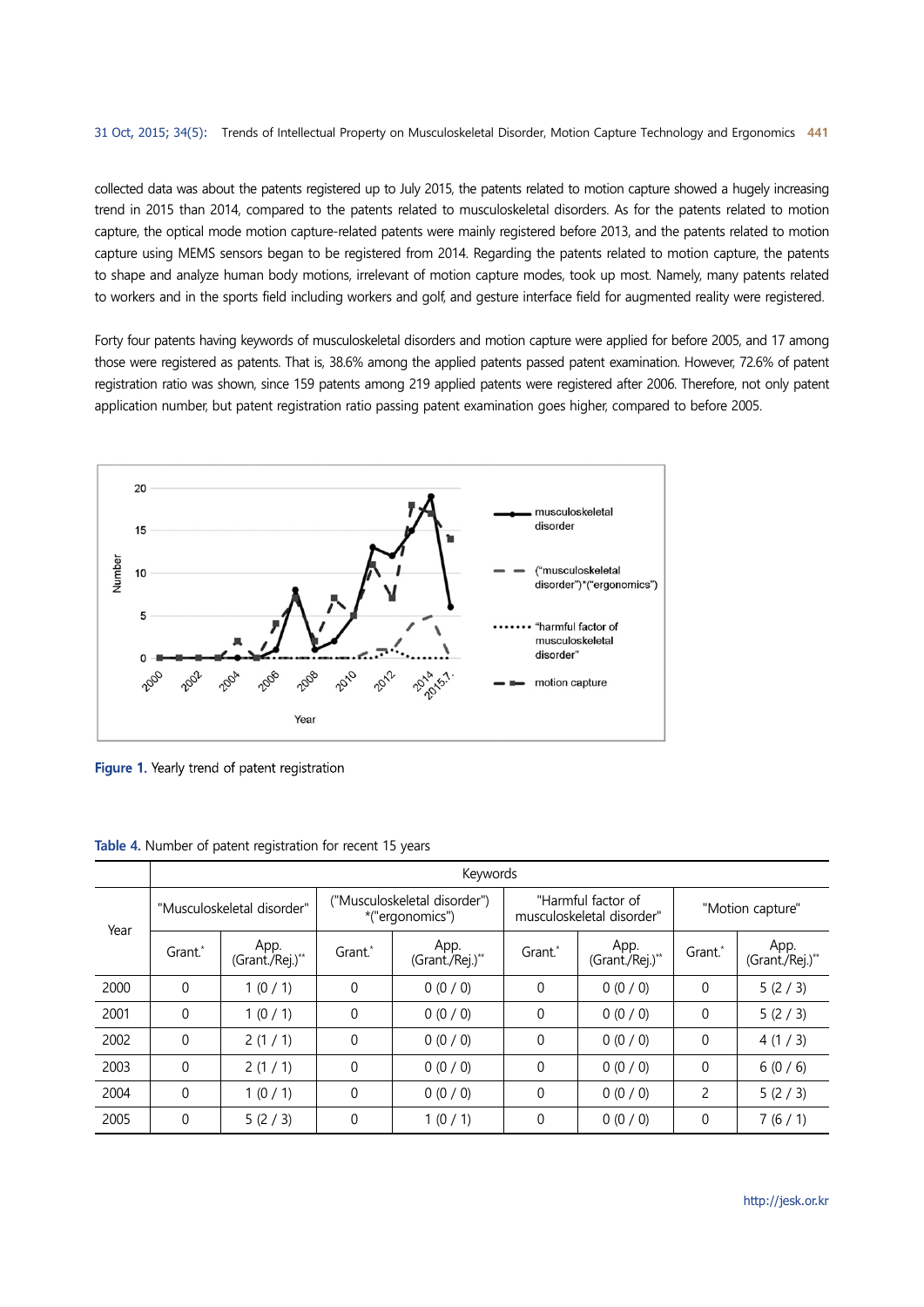collected data was about the patents registered up to July 2015, the patents related to motion capture showed a hugely increasing trend in 2015 than 2014, compared to the patents related to musculoskeletal disorders. As for the patents related to motion capture, the optical mode motion capture-related patents were mainly registered before 2013, and the patents related to motion capture using MEMS sensors began to be registered from 2014. Regarding the patents related to motion capture, the patents to shape and analyze human body motions, irrelevant of motion capture modes, took up most. Namely, many patents related to workers and in the sports field including workers and golf, and gesture interface field for augmented reality were registered.

Forty four patents having keywords of musculoskeletal disorders and motion capture were applied for before 2005, and 17 among those were registered as patents. That is, 38.6% among the applied patents passed patent examination. However, 72.6% of patent registration ratio was shown, since 159 patents among 219 applied patents were registered after 2006. Therefore, not only patent application number, but patent registration ratio passing patent examination goes higher, compared to before 2005.

**Figure 1.** Yearly trend of patent registration

**Table 4.** Number of patent registration for recent 15 years

| Year | Keywords | | | | | | | |
|---|---|---|---|---|---|---|---|---|
| | "Musculoskeletal disorder" | | ("Musculoskeletal disorder") *("ergonomics") | | "Harmful factor of musculoskeletal disorder" | | "Motion capture" | |
| | Grant.* | App. (Grant./Rej.)** | Grant.* | App. (Grant./Rej.)** | Grant.* | App. (Grant./Rej.)** | Grant.* | App. (Grant./Rej.)** |
| 2000 | 0 | 1 (0 / 1) | 0 | 0 (0 / 0) | 0 | 0 (0 / 0) | 0 | 5 (2 / 3) |
| 2001 | 0 | 1 (0 / 1) | 0 | 0 (0 / 0) | 0 | 0 (0 / 0) | 0 | 5 (2 / 3) |
| 2002 | 0 | 2 (1 / 1) | 0 | 0 (0 / 0) | 0 | 0 (0 / 0) | 0 | 4 (1 / 3) |
| 2003 | 0 | 2 (1 / 1) | 0 | 0 (0 / 0) | 0 | 0 (0 / 0) | 0 | 6 (0 / 6) |
| 2004 | 0 | 1 (0 / 1) | 0 | 0 (0 / 0) | 0 | 0 (0 / 0) | 2 | 5 (2 / 3) |
| 2005 | 0 | 5 (2 / 3) | 0 | 1 (0 / 1) | 0 | 0 (0 / 0) | 0 | 7 (6 / 1) |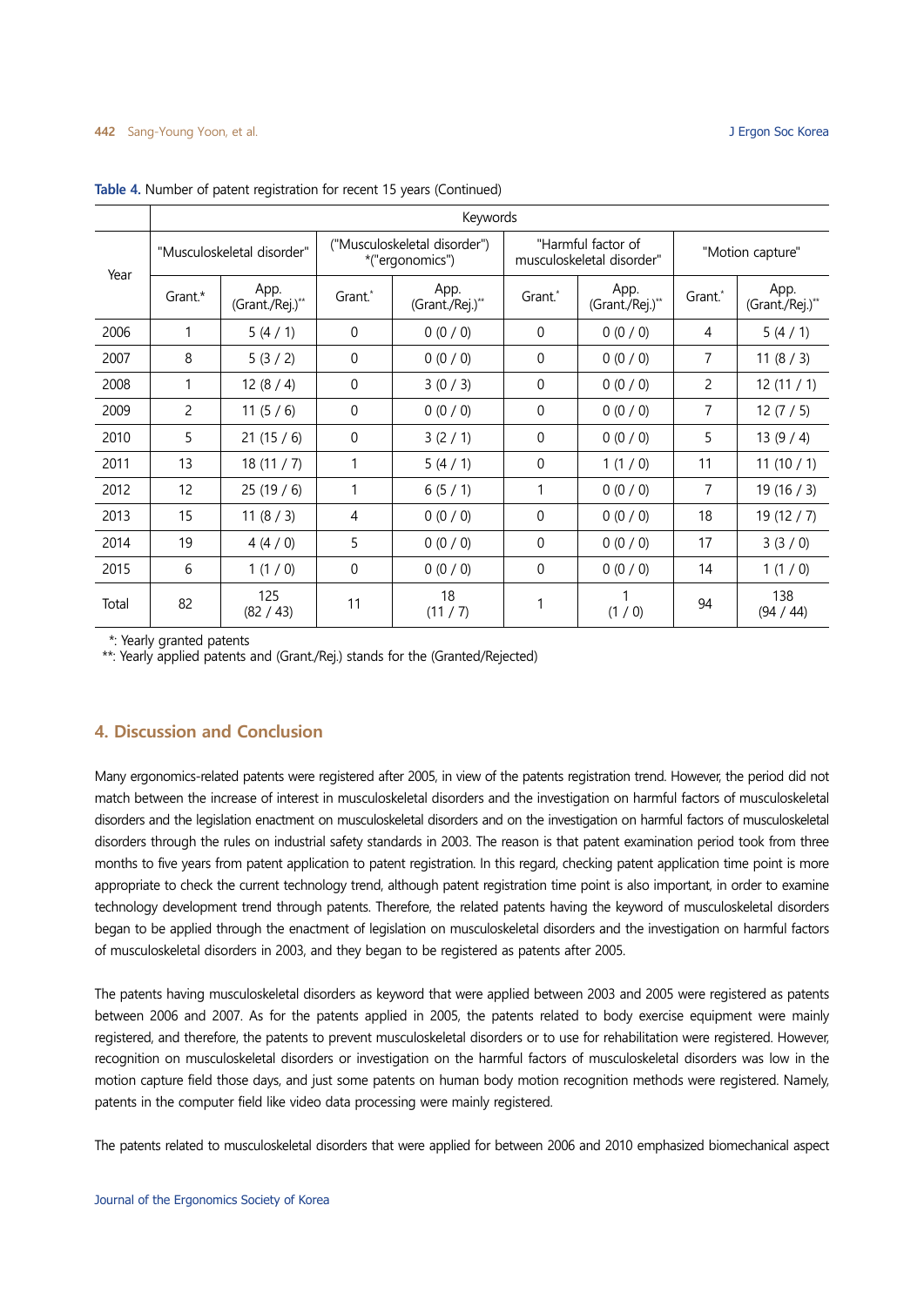**Table 4.** Number of patent registration for recent 15 years (Continued)

| Year | Keywords | | | | | | | |
|---|---|---|---|---|---|---|---|---|
| | "Musculoskeletal disorder" | | ("Musculoskeletal disorder") *("ergonomics") | | "Harmful factor of musculoskeletal disorder" | | "Motion capture" | |
| | Grant.* | App. (Grant./Rej.)** | Grant.* | App. (Grant./Rej.)** | Grant.* | App. (Grant./Rej.)** | Grant.* | App. (Grant./Rej.)** |
| 2006 | 1 | 5 (4 / 1) | 0 | 0 (0 / 0) | 0 | 0 (0 / 0) | 4 | 5 (4 / 1) |
| 2007 | 8 | 5 (3 / 2) | 0 | 0 (0 / 0) | 0 | 0 (0 / 0) | 7 | 11 (8 / 3) |
| 2008 | 1 | 12 (8 / 4) | 0 | 3 (0 / 3) | 0 | 0 (0 / 0) | 2 | 12 (11 / 1) |
| 2009 | 2 | 11 (5 / 6) | 0 | 0 (0 / 0) | 0 | 0 (0 / 0) | 7 | 12 (7 / 5) |
| 2010 | 5 | 21 (15 / 6) | 0 | 3 (2 / 1) | 0 | 0 (0 / 0) | 5 | 13 (9 / 4) |
| 2011 | 13 | 18 (11 / 7) | 1 | 5 (4 / 1) | 0 | 1 (1 / 0) | 11 | 11 (10 / 1) |
| 2012 | 12 | 25 (19 / 6) | 1 | 6 (5 / 1) | 1 | 0 (0 / 0) | 7 | 19 (16 / 3) |
| 2013 | 15 | 11 (8 / 3) | 4 | 0 (0 / 0) | 0 | 0 (0 / 0) | 18 | 19 (12 / 7) |
| 2014 | 19 | 4 (4 / 0) | 5 | 0 (0 / 0) | 0 | 0 (0 / 0) | 17 | 3 (3 / 0) |
| 2015 | 6 | 1 (1 / 0) | 0 | 0 (0 / 0) | 0 | 0 (0 / 0) | 14 | 1 (1 / 0) |
| Total | 82 | 125 (82 / 43) | 11 | 18 (11 / 7) | 1 | 1 (1 / 0) | 94 | 138 (94 / 44) |

*: Yearly granted patents
**: Yearly applied patents and (Grant./Rej.) stands for the (Granted/Rejected)

## 4. Discussion and Conclusion

Many ergonomics-related patents were registered after 2005, in view of the patents registration trend. However, the period did not match between the increase of interest in musculoskeletal disorders and the investigation on harmful factors of musculoskeletal disorders and the legislation enactment on musculoskeletal disorders and on the investigation on harmful factors of musculoskeletal disorders through the rules on industrial safety standards in 2003. The reason is that patent examination period took from three months to five years from patent application to patent registration. In this regard, checking patent application time point is more appropriate to check the current technology trend, although patent registration time point is also important, in order to examine technology development trend through patents. Therefore, the related patents having the keyword of musculoskeletal disorders began to be applied through the enactment of legislation on musculoskeletal disorders and the investigation on harmful factors of musculoskeletal disorders in 2003, and they began to be registered as patents after 2005.

The patents having musculoskeletal disorders as keyword that were applied between 2003 and 2005 were registered as patents between 2006 and 2007. As for the patents applied in 2005, the patents related to body exercise equipment were mainly registered, and therefore, the patents to prevent musculoskeletal disorders or to use for rehabilitation were registered. However, recognition on musculoskeletal disorders or investigation on the harmful factors of musculoskeletal disorders was low in the motion capture field those days, and just some patents on human body motion recognition methods were registered. Namely, patents in the computer field like video data processing were mainly registered.

The patents related to musculoskeletal disorders that were applied for between 2006 and 2010 emphasized biomechanical aspect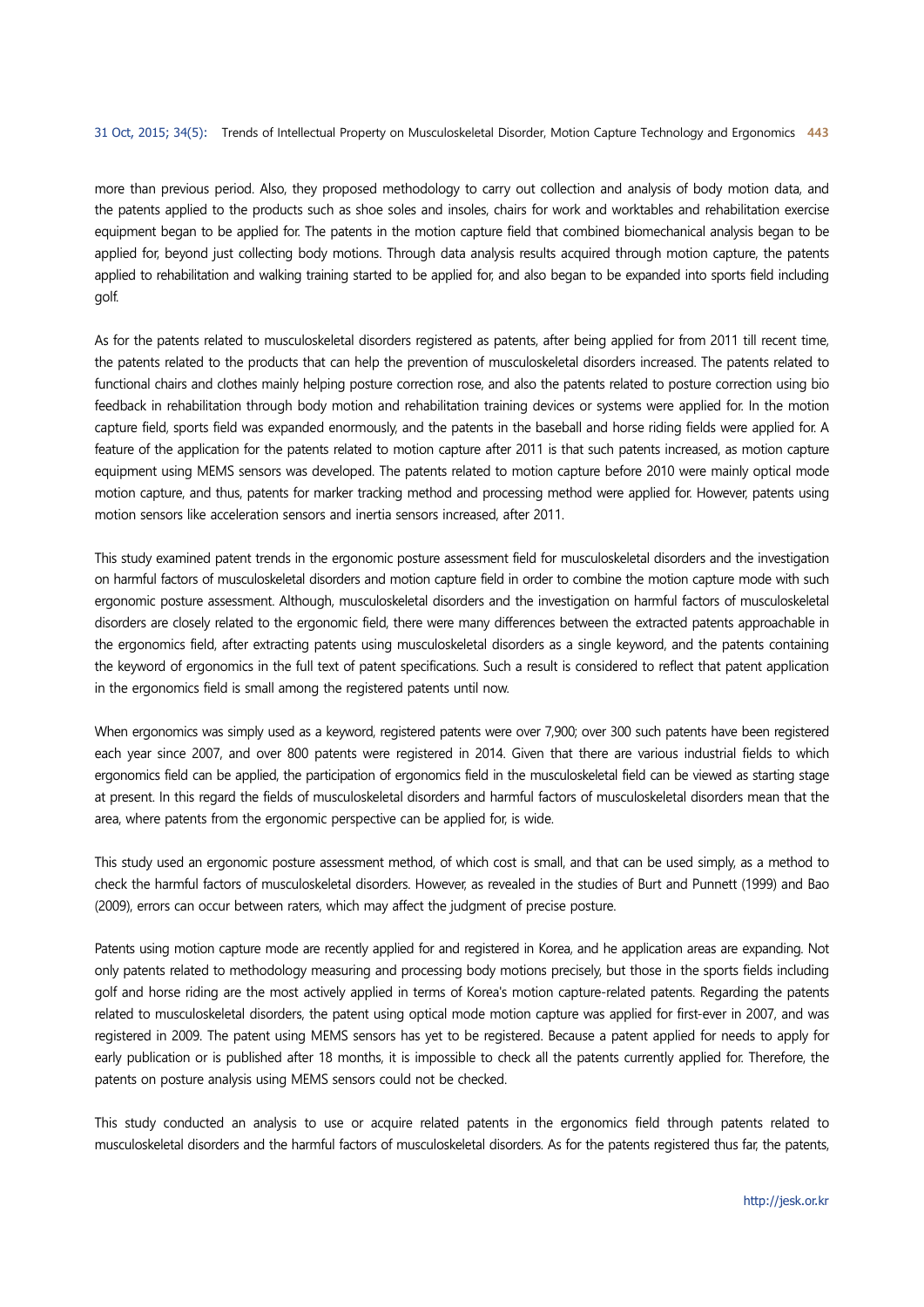more than previous period. Also, they proposed methodology to carry out collection and analysis of body motion data, and the patents applied to the products such as shoe soles and insoles, chairs for work and worktables and rehabilitation exercise equipment began to be applied for. The patents in the motion capture field that combined biomechanical analysis began to be applied for, beyond just collecting body motions. Through data analysis results acquired through motion capture, the patents applied to rehabilitation and walking training started to be applied for, and also began to be expanded into sports field including golf.

As for the patents related to musculoskeletal disorders registered as patents, after being applied for from 2011 till recent time, the patents related to the products that can help the prevention of musculoskeletal disorders increased. The patents related to functional chairs and clothes mainly helping posture correction rose, and also the patents related to posture correction using bio feedback in rehabilitation through body motion and rehabilitation training devices or systems were applied for. In the motion capture field, sports field was expanded enormously, and the patents in the baseball and horse riding fields were applied for. A feature of the application for the patents related to motion capture after 2011 is that such patents increased, as motion capture equipment using MEMS sensors was developed. The patents related to motion capture before 2010 were mainly optical mode motion capture, and thus, patents for marker tracking method and processing method were applied for. However, patents using motion sensors like acceleration sensors and inertia sensors increased, after 2011.

This study examined patent trends in the ergonomic posture assessment field for musculoskeletal disorders and the investigation on harmful factors of musculoskeletal disorders and motion capture field in order to combine the motion capture mode with such ergonomic posture assessment. Although, musculoskeletal disorders and the investigation on harmful factors of musculoskeletal disorders are closely related to the ergonomic field, there were many differences between the extracted patents approachable in the ergonomics field, after extracting patents using musculoskeletal disorders as a single keyword, and the patents containing the keyword of ergonomics in the full text of patent specifications. Such a result is considered to reflect that patent application in the ergonomics field is small among the registered patents until now.

When ergonomics was simply used as a keyword, registered patents were over 7,900; over 300 such patents have been registered each year since 2007, and over 800 patents were registered in 2014. Given that there are various industrial fields to which ergonomics field can be applied, the participation of ergonomics field in the musculoskeletal field can be viewed as starting stage at present. In this regard the fields of musculoskeletal disorders and harmful factors of musculoskeletal disorders mean that the area, where patents from the ergonomic perspective can be applied for, is wide.

This study used an ergonomic posture assessment method, of which cost is small, and that can be used simply, as a method to check the harmful factors of musculoskeletal disorders. However, as revealed in the studies of Burt and Punnett (1999) and Bao (2009), errors can occur between raters, which may affect the judgment of precise posture.

Patents using motion capture mode are recently applied for and registered in Korea, and he application areas are expanding. Not only patents related to methodology measuring and processing body motions precisely, but those in the sports fields including golf and horse riding are the most actively applied in terms of Korea's motion capture-related patents. Regarding the patents related to musculoskeletal disorders, the patent using optical mode motion capture was applied for first-ever in 2007, and was registered in 2009. The patent using MEMS sensors has yet to be registered. Because a patent applied for needs to apply for early publication or is published after 18 months, it is impossible to check all the patents currently applied for. Therefore, the patents on posture analysis using MEMS sensors could not be checked.

This study conducted an analysis to use or acquire related patents in the ergonomics field through patents related to musculoskeletal disorders and the harmful factors of musculoskeletal disorders. As for the patents registered thus far, the patents,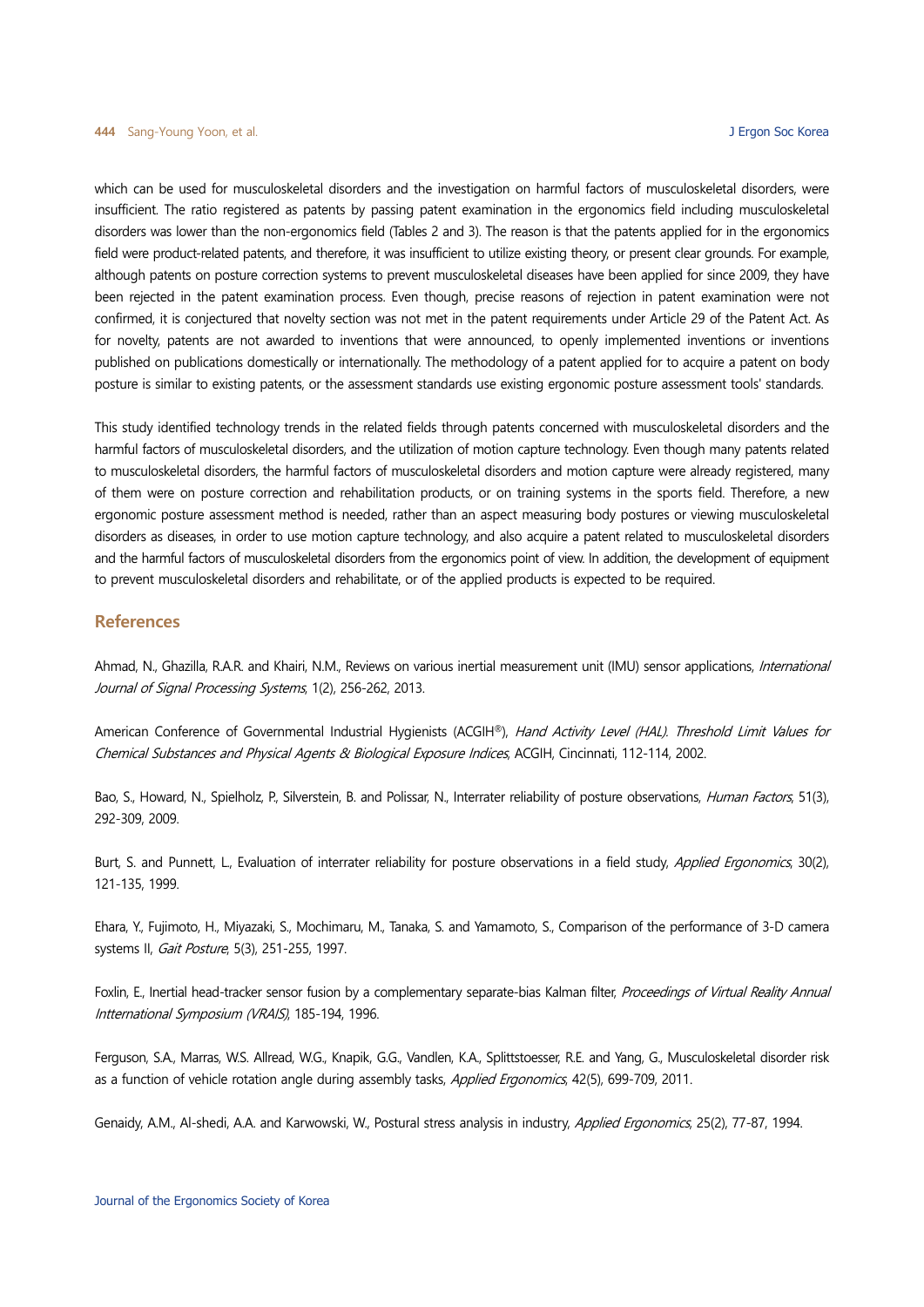which can be used for musculoskeletal disorders and the investigation on harmful factors of musculoskeletal disorders, were insufficient. The ratio registered as patents by passing patent examination in the ergonomics field including musculoskeletal disorders was lower than the non-ergonomics field (Tables 2 and 3). The reason is that the patents applied for in the ergonomics field were product-related patents, and therefore, it was insufficient to utilize existing theory, or present clear grounds. For example, although patents on posture correction systems to prevent musculoskeletal diseases have been applied for since 2009, they have been rejected in the patent examination process. Even though, precise reasons of rejection in patent examination were not confirmed, it is conjectured that novelty section was not met in the patent requirements under Article 29 of the Patent Act. As for novelty, patents are not awarded to inventions that were announced, to openly implemented inventions or inventions published on publications domestically or internationally. The methodology of a patent applied for to acquire a patent on body posture is similar to existing patents, or the assessment standards use existing ergonomic posture assessment tools' standards.

This study identified technology trends in the related fields through patents concerned with musculoskeletal disorders and the harmful factors of musculoskeletal disorders, and the utilization of motion capture technology. Even though many patents related to musculoskeletal disorders, the harmful factors of musculoskeletal disorders and motion capture were already registered, many of them were on posture correction and rehabilitation products, or on training systems in the sports field. Therefore, a new ergonomic posture assessment method is needed, rather than an aspect measuring body postures or viewing musculoskeletal disorders as diseases, in order to use motion capture technology, and also acquire a patent related to musculoskeletal disorders and the harmful factors of musculoskeletal disorders from the ergonomics point of view. In addition, the development of equipment to prevent musculoskeletal disorders and rehabilitate, or of the applied products is expected to be required.

## References

Ahmad, N., Ghazilla, R.A.R. and Khairi, N.M., Reviews on various inertial measurement unit (IMU) sensor applications, *International Journal of Signal Processing Systems*, 1(2), 256-262, 2013.

American Conference of Governmental Industrial Hygienists (ACGIH®), *Hand Activity Level (HAL). Threshold Limit Values for Chemical Substances and Physical Agents & Biological Exposure Indices*, ACGIH, Cincinnati, 112-114, 2002.

Bao, S., Howard, N., Spielholz, P., Silverstein, B. and Polissar, N., Interrater reliability of posture observations, *Human Factors*, 51(3), 292-309, 2009.

Burt, S. and Punnett, L., Evaluation of interrater reliability for posture observations in a field study, *Applied Ergonomics*, 30(2), 121-135, 1999.

Ehara, Y., Fujimoto, H., Miyazaki, S., Mochimaru, M., Tanaka, S. and Yamamoto, S., Comparison of the performance of 3-D camera systems II, *Gait Posture*, 5(3), 251-255, 1997.

Foxlin, E., Inertial head-tracker sensor fusion by a complementary separate-bias Kalman filter, *Proceedings of Virtual Reality Annual Intternational Symposium (VRAIS)*, 185-194, 1996.

Ferguson, S.A., Marras, W.S. Allread, W.G., Knapik, G.G., Vandlen, K.A., Splittstoesser, R.E. and Yang, G., Musculoskeletal disorder risk as a function of vehicle rotation angle during assembly tasks, *Applied Ergonomics*, 42(5), 699-709, 2011.

Genaidy, A.M., Al-shedi, A.A. and Karwowski, W., Postural stress analysis in industry, *Applied Ergonomics*, 25(2), 77-87, 1994.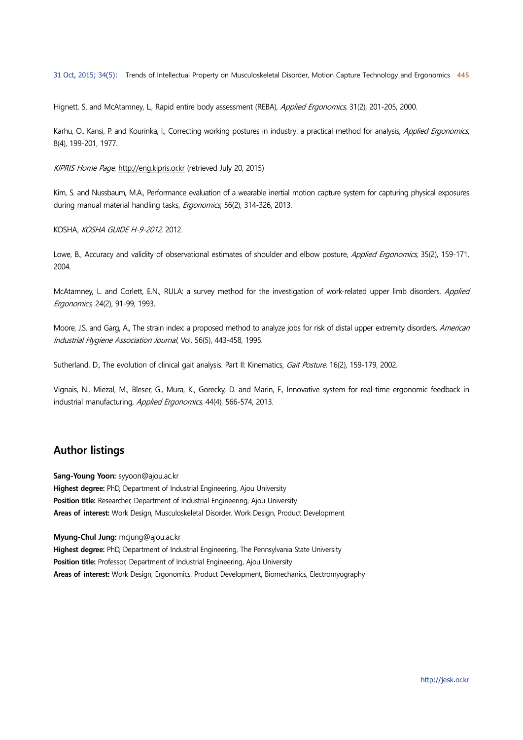Hignett, S. and McAtamney, L., Rapid entire body assessment (REBA), *Applied Ergonomics*, 31(2), 201-205, 2000.

Karhu, O., Kansi, P. and Kourinka, I., Correcting working postures in industry: a practical method for analysis, *Applied Ergonomics*, 8(4), 199-201, 1977.

*KIPRIS Home Page*, http://eng.kipris.or.kr (retrieved July 20, 2015)

Kim, S. and Nussbaum, M.A., Performance evaluation of a wearable inertial motion capture system for capturing physical exposures during manual material handling tasks, *Ergonomics*, 56(2), 314-326, 2013.

KOSHA, *KOSHA GUIDE H-9-2012*, 2012.

Lowe, B., Accuracy and validity of observational estimates of shoulder and elbow posture, *Applied Ergonomics*, 35(2), 159-171, 2004.

McAtamney, L. and Corlett, E.N., RULA: a survey method for the investigation of work-related upper limb disorders, *Applied Ergonomics*, 24(2), 91-99, 1993.

Moore, J.S. and Garg, A., The strain index: a proposed method to analyze jobs for risk of distal upper extremity disorders, *American Industrial Hygiene Association Journal*, Vol. 56(5), 443-458, 1995.

Sutherland, D., The evolution of clinical gait analysis. Part II: Kinematics, *Gait Posture*, 16(2), 159-179, 2002.

Vignais, N., Miezal, M., Bleser, G., Mura, K., Gorecky, D. and Marin, F., Innovative system for real-time ergonomic feedback in industrial manufacturing, *Applied Ergonomics*, 44(4), 566-574, 2013.

## Author listings

**Sang-Young Yoon:** syyoon@ajou.ac.kr
**Highest degree:** PhD, Department of Industrial Engineering, Ajou University
**Position title:** Researcher, Department of Industrial Engineering, Ajou University
**Areas of interest:** Work Design, Musculoskeletal Disorder, Work Design, Product Development

**Myung-Chul Jung:** mcjung@ajou.ac.kr
**Highest degree:** PhD, Department of Industrial Engineering, The Pennsylvania State University
**Position title:** Professor, Department of Industrial Engineering, Ajou University
**Areas of interest:** Work Design, Ergonomics, Product Development, Biomechanics, Electromyography